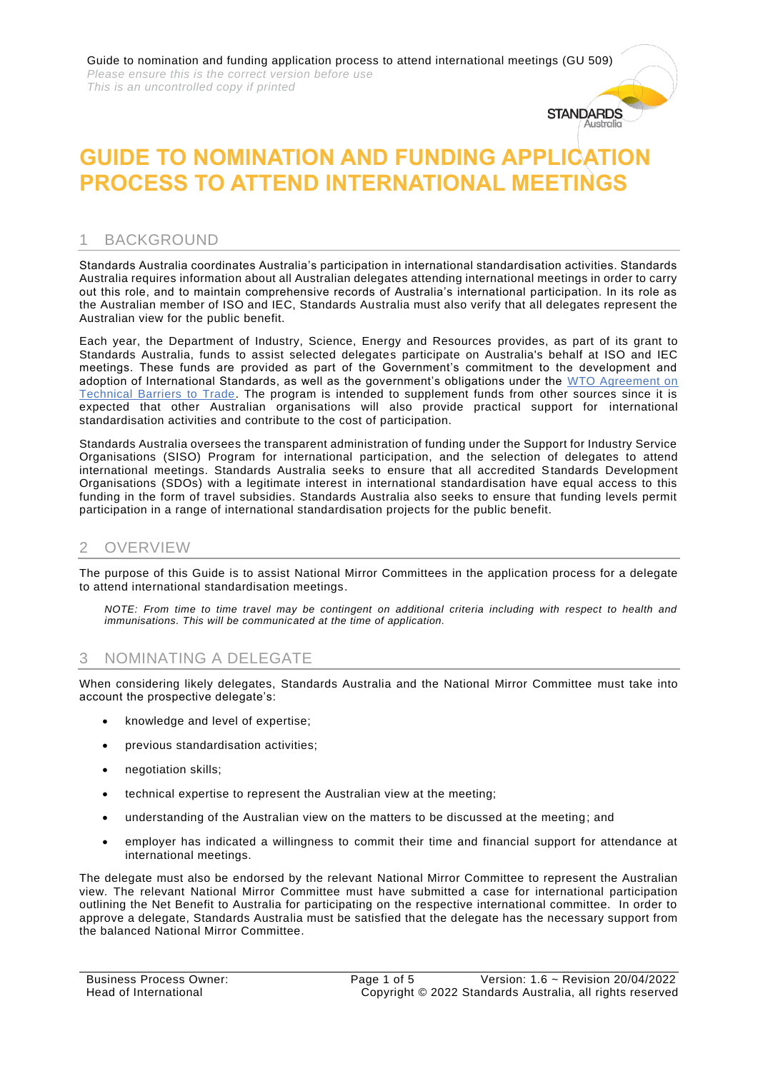# GUIDE TO NOMINATION AND FUNDING APPLICATION PROCESS TO ATTEND INTERNATIONAL MEETINGS

## 1 BACKGROUND

Standards Australia coordinates Australia's participation in international standardisation activities. Standards Australia requires information about all Australian delegates attending international meetings in order to carry out this role, and to maintain comprehensive records of Australia's international participation. In its role as the Australian member of ISO and IEC, Standards Australia must also verify that all delegates represent the Australian view for the public benefit.

Each year, the Department of Industry, Science, Energy and Resources provides, as part of its grant to Standards Australia, funds to assist selected delegates participate on Australia's behalf at ISO and IEC meetings. These funds are provided as part of the Government's commitment to the development and adoption of International Standards, as well as the government's obligations under the WTO Agreement on Technical Barriers to Trade. The program is intended to supplement funds from other sources since it is expected that other Australian organisations will also provide practical support for international standardisation activities and contribute to the cost of participation.

Standards Australia oversees the transparent administration of funding under the Support for Industry Service Organisations (SISO) Program for international participation, and the selection of delegates to attend international meetings. Standards Australia seeks to ensure that all accredited Standards Development Organisations (SDOs) with a legitimate interest in international standardisation have equal access to this funding in the form of travel subsidies. Standards Australia also seeks to ensure that funding levels permit participation in a range of international standardisation projects for the public benefit.

## 2 OVERVIEW

The purpose of this Guide is to assist National Mirror Committees in the application process for a delegate to attend international standardisation meetings.

*NOTE: From time to time travel may be contingent on additional criteria including with respect to health and immunisations. This will be communicated at the time of application.*

## 3 NOMINATING A DELEGATE

When considering likely delegates, Standards Australia and the National Mirror Committee must take into account the prospective delegate's:

- knowledge and level of expertise;
- previous standardisation activities;
- negotiation skills;
- technical expertise to represent the Australian view at the meeting;
- understanding of the Australian view on the matters to be discussed at the meeting; and
- employer has indicated a willingness to commit their time and financial support for attendance at international meetings.

The delegate must also be endorsed by the relevant National Mirror Committee to represent the Australian view. The relevant National Mirror Committee must have submitted a case for international participation outlining the Net Benefit to Australia for participating on the respective international committee. In order to approve a delegate, Standards Australia must be satisfied that the delegate has the necessary support from the balanced National Mirror Committee.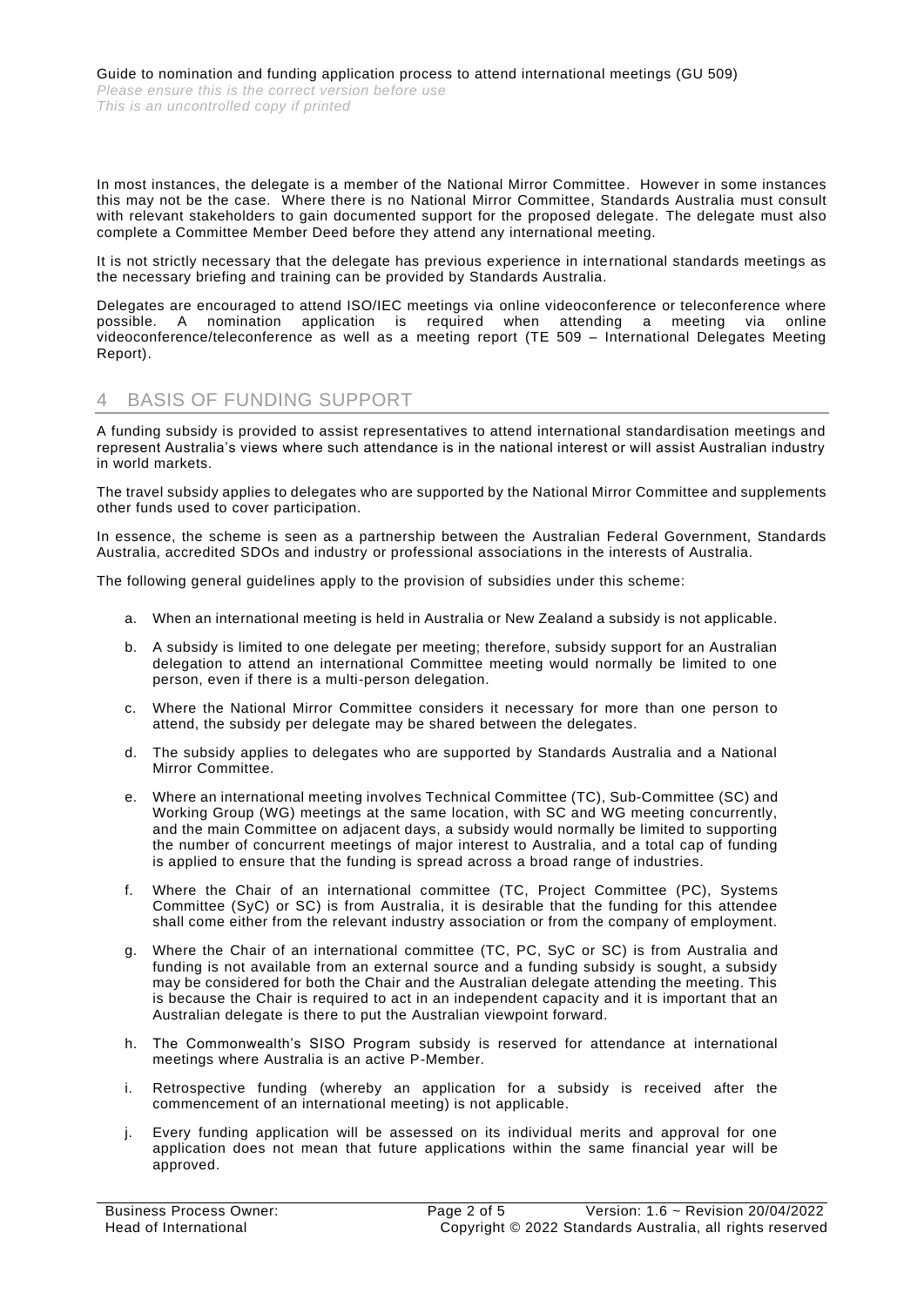In most instances, the delegate is a member of the National Mirror Committee. However in some instances this may not be the case. Where there is no National Mirror Committee, Standards Australia must consult with relevant stakeholders to gain documented support for the proposed delegate. The delegate must also complete a Committee Member Deed before they attend any international meeting.

It is not strictly necessary that the delegate has previous experience in international standards meetings as the necessary briefing and training can be provided by Standards Australia.

Delegates are encouraged to attend ISO/IEC meetings via online videoconference or teleconference where possible. A nomination application is required when attending a meeting via online videoconference/teleconference as well as a meeting report (TE 509 – International Delegates Meeting Report).

## 4 BASIS OF FUNDING SUPPORT

A funding subsidy is provided to assist representatives to attend international standardisation meetings and represent Australia's views where such attendance is in the national interest or will assist Australian industry in world markets.

The travel subsidy applies to delegates who are supported by the National Mirror Committee and supplements other funds used to cover participation.

In essence, the scheme is seen as a partnership between the Australian Federal Government, Standards Australia, accredited SDOs and industry or professional associations in the interests of Australia.

The following general guidelines apply to the provision of subsidies under this scheme:

a. When an international meeting is held in Australia or New Zealand a subsidy is not applicable.

b. A subsidy is limited to one delegate per meeting; therefore, subsidy support for an Australian delegation to attend an international Committee meeting would normally be limited to one person, even if there is a multi-person delegation.

c. Where the National Mirror Committee considers it necessary for more than one person to attend, the subsidy per delegate may be shared between the delegates.

d. The subsidy applies to delegates who are supported by Standards Australia and a National Mirror Committee.

e. Where an international meeting involves Technical Committee (TC), Sub-Committee (SC) and Working Group (WG) meetings at the same location, with SC and WG meeting concurrently, and the main Committee on adjacent days, a subsidy would normally be limited to supporting the number of concurrent meetings of major interest to Australia, and a total cap of funding is applied to ensure that the funding is spread across a broad range of industries.

f. Where the Chair of an international committee (TC, Project Committee (PC), Systems Committee (SyC) or SC) is from Australia, it is desirable that the funding for this attendee shall come either from the relevant industry association or from the company of employment.

g. Where the Chair of an international committee (TC, PC, SyC or SC) is from Australia and funding is not available from an external source and a funding subsidy is sought, a subsidy may be considered for both the Chair and the Australian delegate attending the meeting. This is because the Chair is required to act in an independent capacity and it is important that an Australian delegate is there to put the Australian viewpoint forward.

h. The Commonwealth's SISO Program subsidy is reserved for attendance at international meetings where Australia is an active P-Member.

i. Retrospective funding (whereby an application for a subsidy is received after the commencement of an international meeting) is not applicable.

j. Every funding application will be assessed on its individual merits and approval for one application does not mean that future applications within the same financial year will be approved.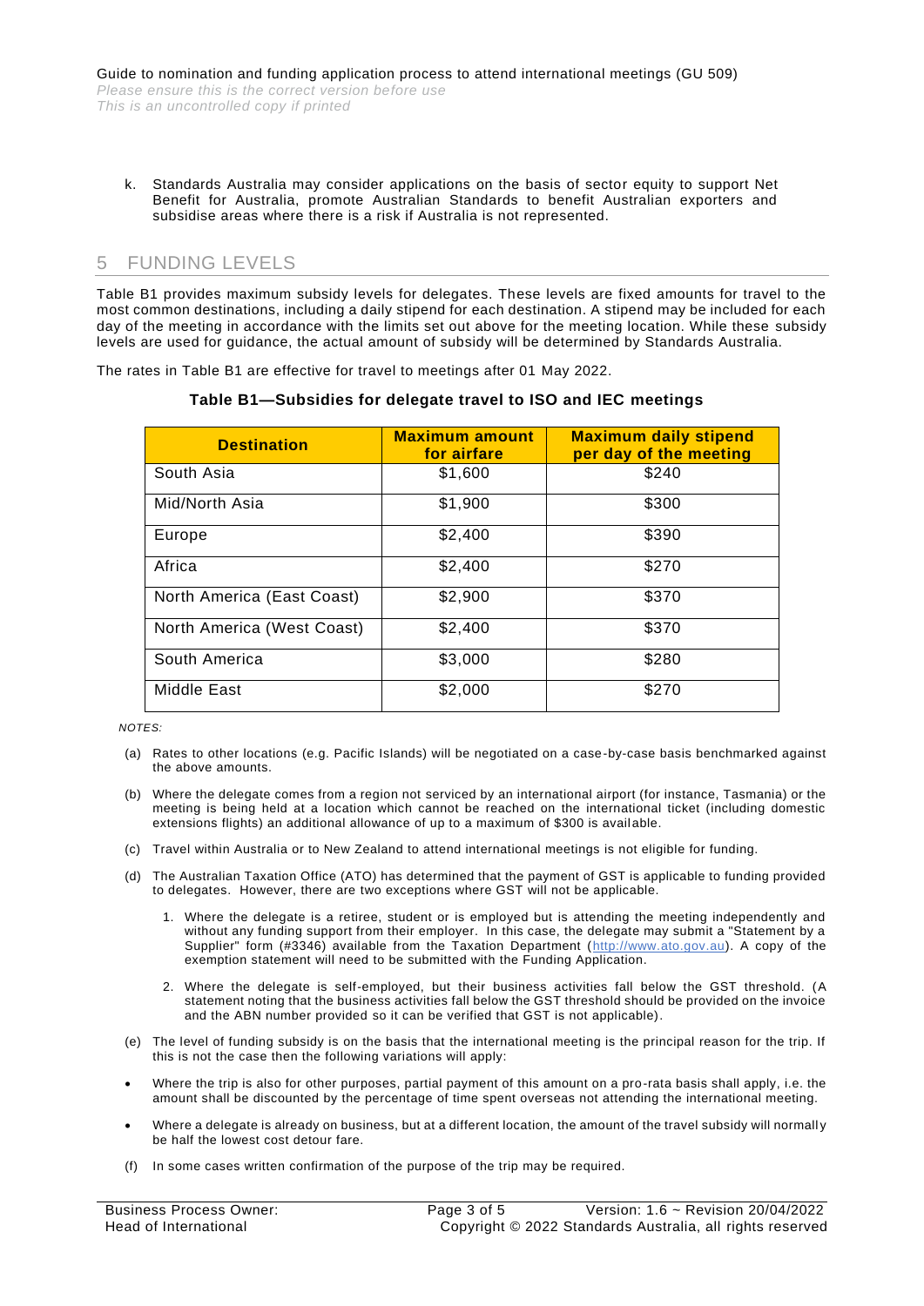k. Standards Australia may consider applications on the basis of sector equity to support Net Benefit for Australia, promote Australian Standards to benefit Australian exporters and subsidise areas where there is a risk if Australia is not represented.

## 5 FUNDING LEVELS

Table B1 provides maximum subsidy levels for delegates. These levels are fixed amounts for travel to the most common destinations, including a daily stipend for each destination. A stipend may be included for each day of the meeting in accordance with the limits set out above for the meeting location. While these subsidy levels are used for guidance, the actual amount of subsidy will be determined by Standards Australia.

The rates in Table B1 are effective for travel to meetings after 01 May 2022.

**Table B1—Subsidies for delegate travel to ISO and IEC meetings**

| Destination | Maximum amount for airfare | Maximum daily stipend per day of the meeting |
|---|---|---|
| South Asia | $1,600 | $240 |
| Mid/North Asia | $1,900 | $300 |
| Europe | $2,400 | $390 |
| Africa | $2,400 | $270 |
| North America (East Coast) | $2,900 | $370 |
| North America (West Coast) | $2,400 | $370 |
| South America | $3,000 | $280 |
| Middle East | $2,000 | $270 |

*NOTES:*

(a) Rates to other locations (e.g. Pacific Islands) will be negotiated on a case-by-case basis benchmarked against the above amounts.

(b) Where the delegate comes from a region not serviced by an international airport (for instance, Tasmania) or the meeting is being held at a location which cannot be reached on the international ticket (including domestic extensions flights) an additional allowance of up to a maximum of $300 is available.

(c) Travel within Australia or to New Zealand to attend international meetings is not eligible for funding.

(d) The Australian Taxation Office (ATO) has determined that the payment of GST is applicable to funding provided to delegates. However, there are two exceptions where GST will not be applicable.

1. Where the delegate is a retiree, student or is employed but is attending the meeting independently and without any funding support from their employer. In this case, the delegate may submit a "Statement by a Supplier" form (#3346) available from the Taxation Department (http://www.ato.gov.au). A copy of the exemption statement will need to be submitted with the Funding Application.
2. Where the delegate is self-employed, but their business activities fall below the GST threshold. (A statement noting that the business activities fall below the GST threshold should be provided on the invoice and the ABN number provided so it can be verified that GST is not applicable).

(e) The level of funding subsidy is on the basis that the international meeting is the principal reason for the trip. If this is not the case then the following variations will apply:

- Where the trip is also for other purposes, partial payment of this amount on a pro-rata basis shall apply, i.e. the amount shall be discounted by the percentage of time spent overseas not attending the international meeting.
- Where a delegate is already on business, but at a different location, the amount of the travel subsidy will normally be half the lowest cost detour fare.

(f) In some cases written confirmation of the purpose of the trip may be required.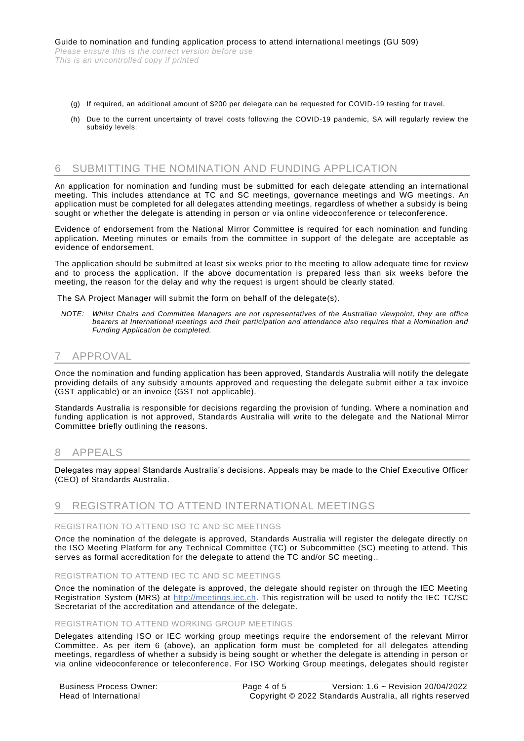(g) If required, an additional amount of $200 per delegate can be requested for COVID-19 testing for travel.

(h) Due to the current uncertainty of travel costs following the COVID-19 pandemic, SA will regularly review the subsidy levels.

## 6 SUBMITTING THE NOMINATION AND FUNDING APPLICATION

An application for nomination and funding must be submitted for each delegate attending an international meeting. This includes attendance at TC and SC meetings, governance meetings and WG meetings. An application must be completed for all delegates attending meetings, regardless of whether a subsidy is being sought or whether the delegate is attending in person or via online videoconference or teleconference.

Evidence of endorsement from the National Mirror Committee is required for each nomination and funding application. Meeting minutes or emails from the committee in support of the delegate are acceptable as evidence of endorsement.

The application should be submitted at least six weeks prior to the meeting to allow adequate time for review and to process the application. If the above documentation is prepared less than six weeks before the meeting, the reason for the delay and why the request is urgent should be clearly stated.

The SA Project Manager will submit the form on behalf of the delegate(s).

*NOTE: Whilst Chairs and Committee Managers are not representatives of the Australian viewpoint, they are office bearers at International meetings and their participation and attendance also requires that a Nomination and Funding Application be completed.*

## 7 APPROVAL

Once the nomination and funding application has been approved, Standards Australia will notify the delegate providing details of any subsidy amounts approved and requesting the delegate submit either a tax invoice (GST applicable) or an invoice (GST not applicable).

Standards Australia is responsible for decisions regarding the provision of funding. Where a nomination and funding application is not approved, Standards Australia will write to the delegate and the National Mirror Committee briefly outlining the reasons.

## 8 APPEALS

Delegates may appeal Standards Australia's decisions. Appeals may be made to the Chief Executive Officer (CEO) of Standards Australia.

## 9 REGISTRATION TO ATTEND INTERNATIONAL MEETINGS

### REGISTRATION TO ATTEND ISO TC AND SC MEETINGS

Once the nomination of the delegate is approved, Standards Australia will register the delegate directly on the ISO Meeting Platform for any Technical Committee (TC) or Subcommittee (SC) meeting to attend. This serves as formal accreditation for the delegate to attend the TC and/or SC meeting..

### REGISTRATION TO ATTEND IEC TC AND SC MEETINGS

Once the nomination of the delegate is approved, the delegate should register on through the IEC Meeting Registration System (MRS) at http://meetings.iec.ch. This registration will be used to notify the IEC TC/SC Secretariat of the accreditation and attendance of the delegate.

### REGISTRATION TO ATTEND WORKING GROUP MEETINGS

Delegates attending ISO or IEC working group meetings require the endorsement of the relevant Mirror Committee. As per item 6 (above), an application form must be completed for all delegates attending meetings, regardless of whether a subsidy is being sought or whether the delegate is attending in person or via online videoconference or teleconference. For ISO Working Group meetings, delegates should register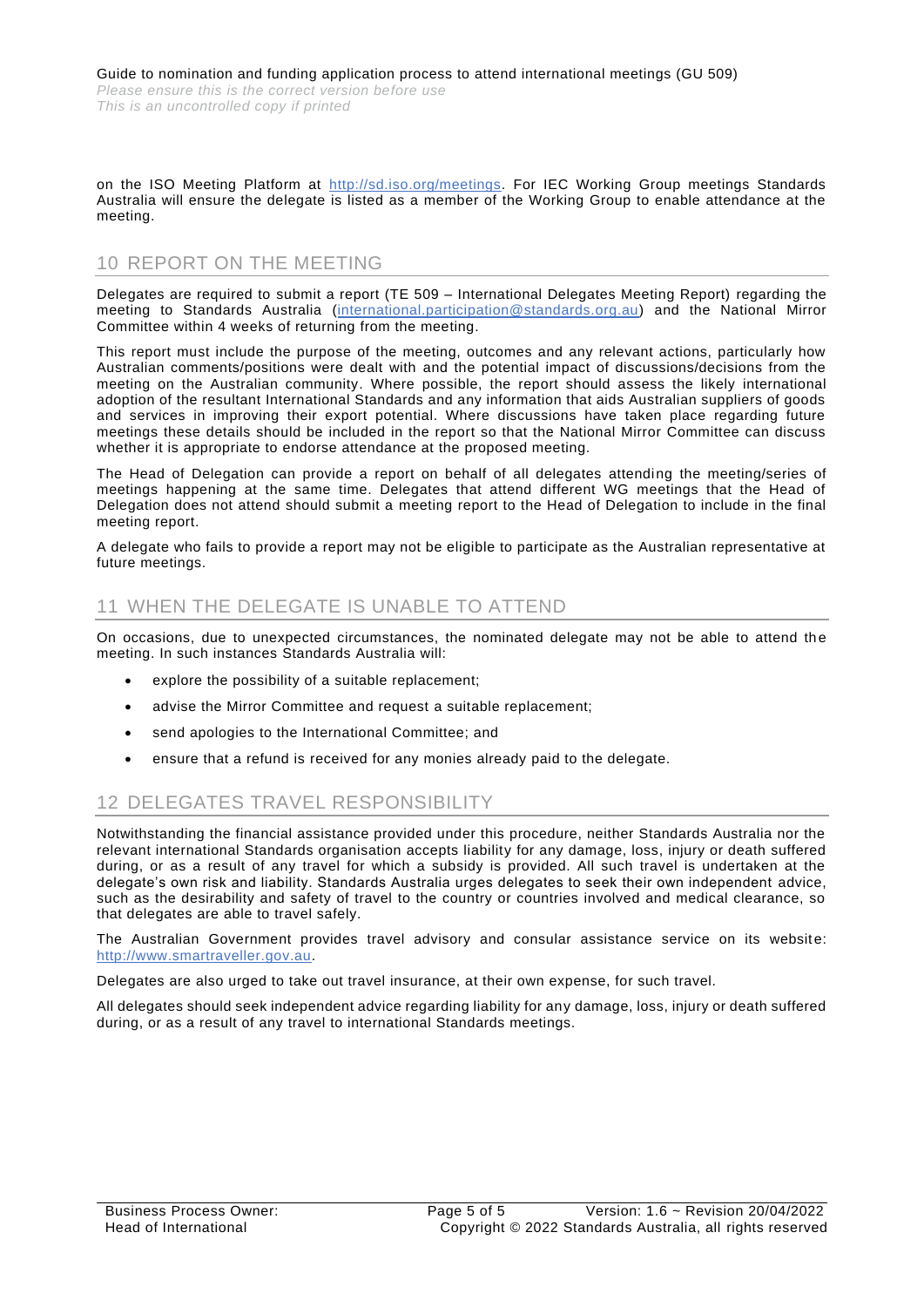on the ISO Meeting Platform at http://sd.iso.org/meetings. For IEC Working Group meetings Standards Australia will ensure the delegate is listed as a member of the Working Group to enable attendance at the meeting.

## 10 REPORT ON THE MEETING

Delegates are required to submit a report (TE 509 – International Delegates Meeting Report) regarding the meeting to Standards Australia (international.participation@standards.org.au) and the National Mirror Committee within 4 weeks of returning from the meeting.

This report must include the purpose of the meeting, outcomes and any relevant actions, particularly how Australian comments/positions were dealt with and the potential impact of discussions/decisions from the meeting on the Australian community. Where possible, the report should assess the likely international adoption of the resultant International Standards and any information that aids Australian suppliers of goods and services in improving their export potential. Where discussions have taken place regarding future meetings these details should be included in the report so that the National Mirror Committee can discuss whether it is appropriate to endorse attendance at the proposed meeting.

The Head of Delegation can provide a report on behalf of all delegates attending the meeting/series of meetings happening at the same time. Delegates that attend different WG meetings that the Head of Delegation does not attend should submit a meeting report to the Head of Delegation to include in the final meeting report.

A delegate who fails to provide a report may not be eligible to participate as the Australian representative at future meetings.

## 11 WHEN THE DELEGATE IS UNABLE TO ATTEND

On occasions, due to unexpected circumstances, the nominated delegate may not be able to attend the meeting. In such instances Standards Australia will:

- explore the possibility of a suitable replacement;
- advise the Mirror Committee and request a suitable replacement;
- send apologies to the International Committee; and
- ensure that a refund is received for any monies already paid to the delegate.

## 12 DELEGATES TRAVEL RESPONSIBILITY

Notwithstanding the financial assistance provided under this procedure, neither Standards Australia nor the relevant international Standards organisation accepts liability for any damage, loss, injury or death suffered during, or as a result of any travel for which a subsidy is provided. All such travel is undertaken at the delegate's own risk and liability. Standards Australia urges delegates to seek their own independent advice, such as the desirability and safety of travel to the country or countries involved and medical clearance, so that delegates are able to travel safely.

The Australian Government provides travel advisory and consular assistance service on its website: http://www.smartraveller.gov.au.

Delegates are also urged to take out travel insurance, at their own expense, for such travel.

All delegates should seek independent advice regarding liability for any damage, loss, injury or death suffered during, or as a result of any travel to international Standards meetings.